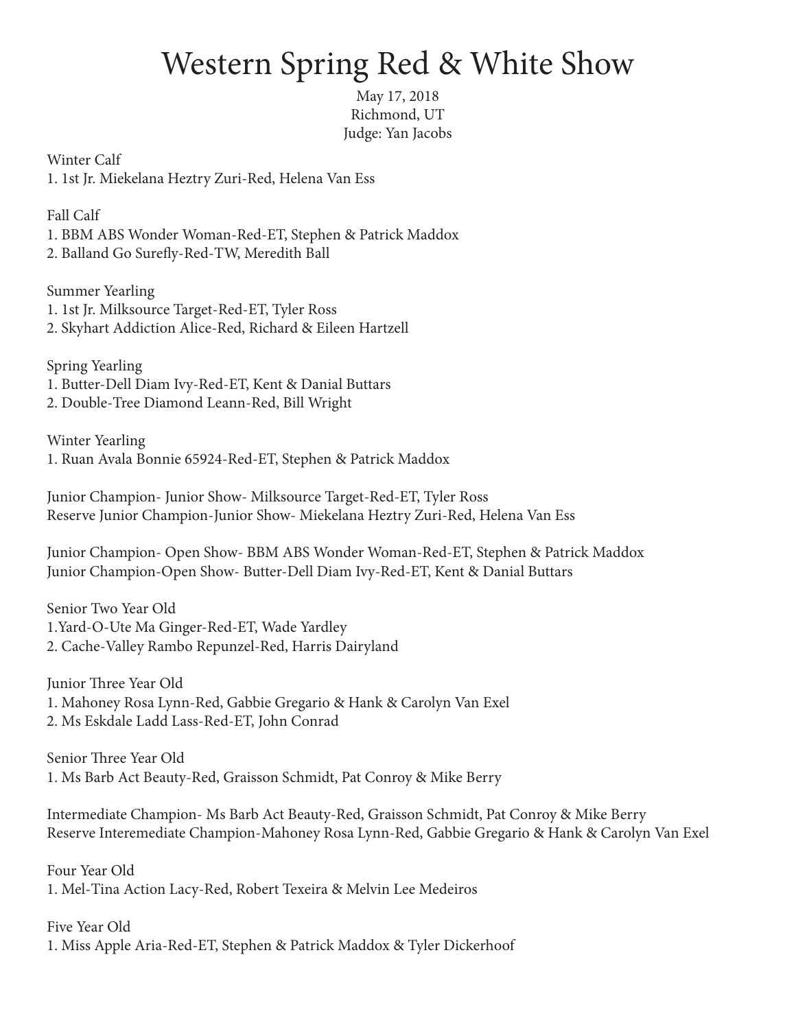# Western Spring Red & White Show

May 17, 2018
Richmond, UT
Judge: Yan Jacobs

Winter Calf
1. 1st Jr. Miekelana Heztry Zuri-Red, Helena Van Ess

Fall Calf
1. BBM ABS Wonder Woman-Red-ET, Stephen & Patrick Maddox
2. Balland Go Surefly-Red-TW, Meredith Ball

Summer Yearling
1. 1st Jr. Milksource Target-Red-ET, Tyler Ross
2. Skyhart Addiction Alice-Red, Richard & Eileen Hartzell

Spring Yearling
1. Butter-Dell Diam Ivy-Red-ET, Kent & Danial Buttars
2. Double-Tree Diamond Leann-Red, Bill Wright

Winter Yearling
1. Ruan Avala Bonnie 65924-Red-ET, Stephen & Patrick Maddox

Junior Champion- Junior Show- Milksource Target-Red-ET, Tyler Ross
Reserve Junior Champion-Junior Show- Miekelana Heztry Zuri-Red, Helena Van Ess

Junior Champion- Open Show- BBM ABS Wonder Woman-Red-ET, Stephen & Patrick Maddox
Junior Champion-Open Show- Butter-Dell Diam Ivy-Red-ET, Kent & Danial Buttars

Senior Two Year Old
1. Yard-O-Ute Ma Ginger-Red-ET, Wade Yardley
2. Cache-Valley Rambo Repunzel-Red, Harris Dairyland

Junior Three Year Old
1. Mahoney Rosa Lynn-Red, Gabbie Gregario & Hank & Carolyn Van Exel
2. Ms Eskdale Ladd Lass-Red-ET, John Conrad

Senior Three Year Old
1. Ms Barb Act Beauty-Red, Graisson Schmidt, Pat Conroy & Mike Berry

Intermediate Champion- Ms Barb Act Beauty-Red, Graisson Schmidt, Pat Conroy & Mike Berry
Reserve Interemediate Champion-Mahoney Rosa Lynn-Red, Gabbie Gregario & Hank & Carolyn Van Exel

Four Year Old
1. Mel-Tina Action Lacy-Red, Robert Texeira & Melvin Lee Medeiros

Five Year Old
1. Miss Apple Aria-Red-ET, Stephen & Patrick Maddox & Tyler Dickerhoof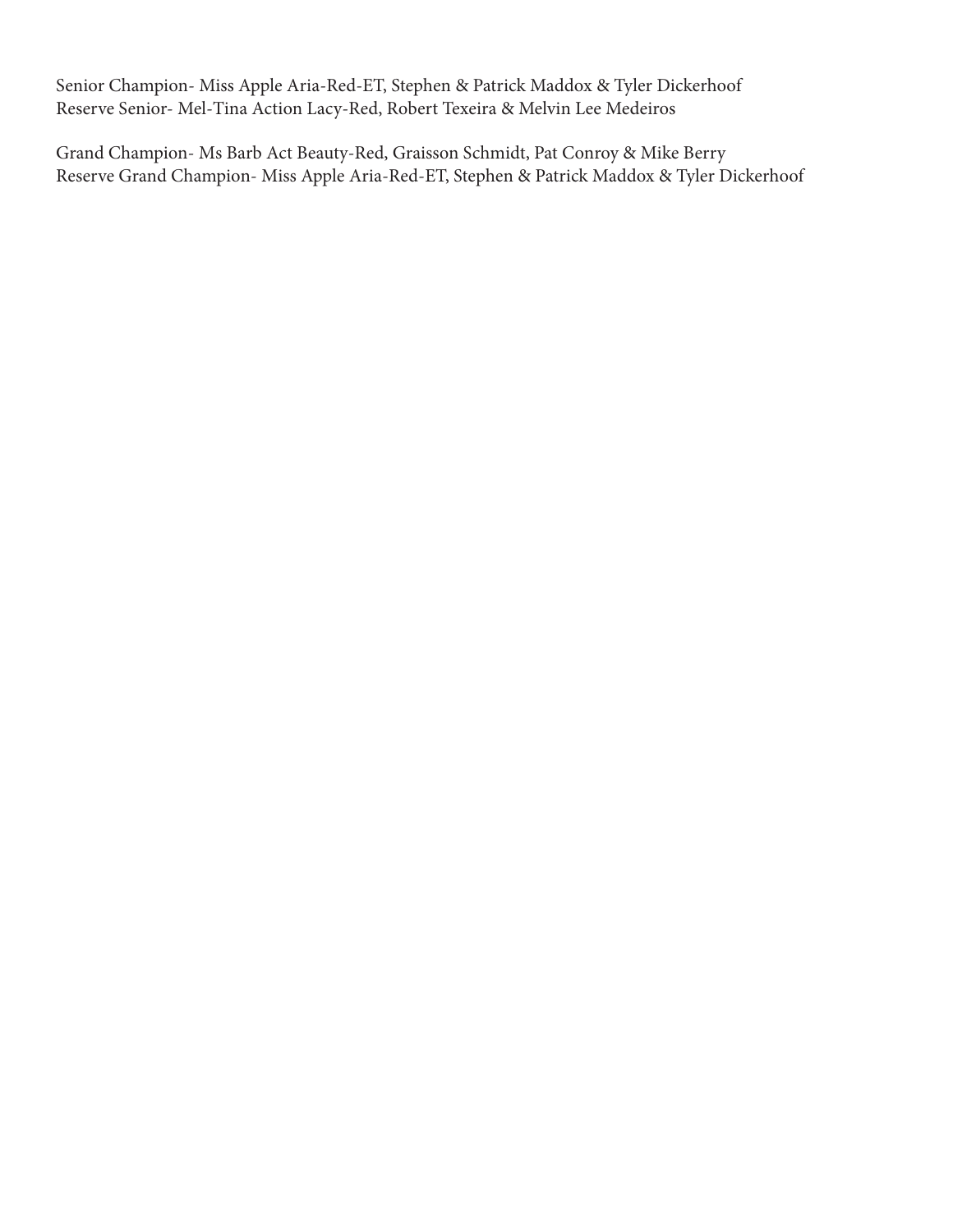Senior Champion- Miss Apple Aria-Red-ET, Stephen & Patrick Maddox & Tyler Dickerhoof
Reserve Senior- Mel-Tina Action Lacy-Red, Robert Texeira & Melvin Lee Medeiros

Grand Champion- Ms Barb Act Beauty-Red, Graisson Schmidt, Pat Conroy & Mike Berry
Reserve Grand Champion- Miss Apple Aria-Red-ET, Stephen & Patrick Maddox & Tyler Dickerhoof